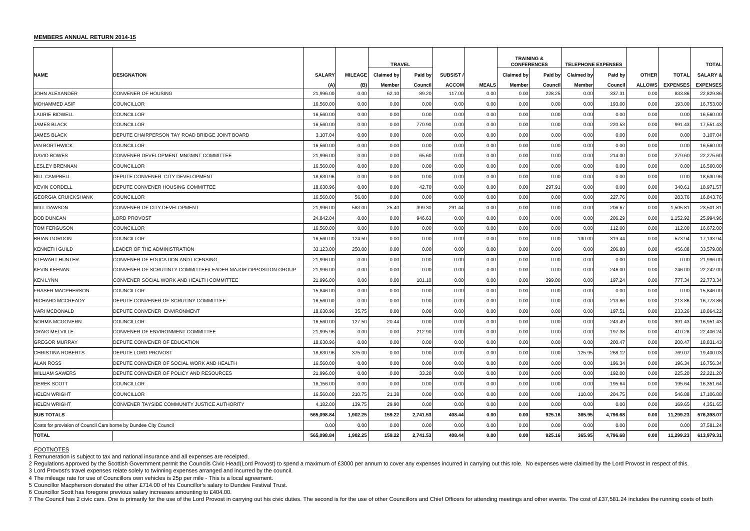**MEMBERS ANNUAL RETURN 2014-15**

| NAME | DESIGNATION | SALARY | MILEAGE | TRAVEL | | SUBSIST / | | TRAINING & CONFERENCES | | TELEPHONE EXPENSES | | OTHER | TOTAL | TOTAL |
|---|---|---|---|---|---|---|---|---|---|---|---|---|---|---|
| | | | | Claimed by | Paid by | | | Claimed by | Paid by | Claimed by | Paid by | | | SALARY & |
| | | (A) | (B) | Member | Council | ACCOM | MEALS | Member | Council | Member | Council | ALLOWS | EXPENSES | EXPENSES |
| JOHN ALEXANDER | CONVENER OF HOUSING | 21,996.00 | 0.00 | 62.10 | 89.20 | 117.00 | 0.00 | 0.00 | 228.25 | 0.00 | 337.31 | 0.00 | 833.86 | 22,829.86 |
| MOHAMMED ASIF | COUNCILLOR | 16,560.00 | 0.00 | 0.00 | 0.00 | 0.00 | 0.00 | 0.00 | 0.00 | 0.00 | 193.00 | 0.00 | 193.00 | 16,753.00 |
| LAURIE BIDWELL | COUNCILLOR | 16,560.00 | 0.00 | 0.00 | 0.00 | 0.00 | 0.00 | 0.00 | 0.00 | 0.00 | 0.00 | 0.00 | 0.00 | 16,560.00 |
| JAMES BLACK | COUNCILLOR | 16,560.00 | 0.00 | 0.00 | 770.90 | 0.00 | 0.00 | 0.00 | 0.00 | 0.00 | 220.53 | 0.00 | 991.43 | 17,551.43 |
| JAMES BLACK | DEPUTE CHAIRPERSON TAY ROAD BRIDGE JOINT BOARD | 3,107.04 | 0.00 | 0.00 | 0.00 | 0.00 | 0.00 | 0.00 | 0.00 | 0.00 | 0.00 | 0.00 | 0.00 | 3,107.04 |
| IAN BORTHWICK | COUNCILLOR | 16,560.00 | 0.00 | 0.00 | 0.00 | 0.00 | 0.00 | 0.00 | 0.00 | 0.00 | 0.00 | 0.00 | 0.00 | 16,560.00 |
| DAVID BOWES | CONVENER DEVELOPMENT MNGMNT COMMITTEE | 21,996.00 | 0.00 | 0.00 | 65.60 | 0.00 | 0.00 | 0.00 | 0.00 | 0.00 | 214.00 | 0.00 | 279.60 | 22,275.60 |
| LESLEY BRENNAN | COUNCILLOR | 16,560.00 | 0.00 | 0.00 | 0.00 | 0.00 | 0.00 | 0.00 | 0.00 | 0.00 | 0.00 | 0.00 | 0.00 | 16,560.00 |
| BILL CAMPBELL | DEPUTE CONVENER CITY DEVELOPMENT | 18,630.96 | 0.00 | 0.00 | 0.00 | 0.00 | 0.00 | 0.00 | 0.00 | 0.00 | 0.00 | 0.00 | 0.00 | 18,630.96 |
| KEVIN CORDELL | DEPUTE CONVENER HOUSING COMMITTEE | 18,630.96 | 0.00 | 0.00 | 42.70 | 0.00 | 0.00 | 0.00 | 297.91 | 0.00 | 0.00 | 0.00 | 340.61 | 18,971.57 |
| GEORGIA CRUICKSHANK | COUNCILLOR | 16,560.00 | 56.00 | 0.00 | 0.00 | 0.00 | 0.00 | 0.00 | 0.00 | 0.00 | 227.76 | 0.00 | 283.76 | 16,843.76 |
| WILL DAWSON | CONVENER OF CITY DEVELOPMENT | 21,996.00 | 583.00 | 25.40 | 399.30 | 291.44 | 0.00 | 0.00 | 0.00 | 0.00 | 206.67 | 0.00 | 1,505.81 | 23,501.81 |
| BOB DUNCAN | LORD PROVOST | 24,842.04 | 0.00 | 0.00 | 946.63 | 0.00 | 0.00 | 0.00 | 0.00 | 0.00 | 206.29 | 0.00 | 1,152.92 | 25,994.96 |
| TOM FERGUSON | COUNCILLOR | 16,560.00 | 0.00 | 0.00 | 0.00 | 0.00 | 0.00 | 0.00 | 0.00 | 0.00 | 112.00 | 0.00 | 112.00 | 16,672.00 |
| BRIAN GORDON | COUNCILLOR | 16,560.00 | 124.50 | 0.00 | 0.00 | 0.00 | 0.00 | 0.00 | 0.00 | 130.00 | 319.44 | 0.00 | 573.94 | 17,133.94 |
| KENNETH GUILD | LEADER OF THE ADMINISTRATION | 33,123.00 | 250.00 | 0.00 | 0.00 | 0.00 | 0.00 | 0.00 | 0.00 | 0.00 | 206.88 | 0.00 | 456.88 | 33,579.88 |
| STEWART HUNTER | CONVENER OF EDUCATION AND LICENSING | 21,996.00 | 0.00 | 0.00 | 0.00 | 0.00 | 0.00 | 0.00 | 0.00 | 0.00 | 0.00 | 0.00 | 0.00 | 21,996.00 |
| KEVIN KEENAN | CONVENER OF SCRUTINY COMMITTEE/LEADER MAJOR OPPOSITON GROUP | 21,996.00 | 0.00 | 0.00 | 0.00 | 0.00 | 0.00 | 0.00 | 0.00 | 0.00 | 246.00 | 0.00 | 246.00 | 22,242.00 |
| KEN LYNN | CONVENER SOCIAL WORK AND HEALTH COMMITTEE | 21,996.00 | 0.00 | 0.00 | 181.10 | 0.00 | 0.00 | 0.00 | 399.00 | 0.00 | 197.24 | 0.00 | 777.34 | 22,773.34 |
| FRASER MACPHERSON | COUNCILLOR | 15,846.00 | 0.00 | 0.00 | 0.00 | 0.00 | 0.00 | 0.00 | 0.00 | 0.00 | 0.00 | 0.00 | 0.00 | 15,846.00 |
| RICHARD MCCREADY | DEPUTE CONVENER OF SCRUTINY COMMITTEE | 16,560.00 | 0.00 | 0.00 | 0.00 | 0.00 | 0.00 | 0.00 | 0.00 | 0.00 | 213.86 | 0.00 | 213.86 | 16,773.86 |
| VARI MCDONALD | DEPUTE CONVENER ENVIRONMENT | 18,630.96 | 35.75 | 0.00 | 0.00 | 0.00 | 0.00 | 0.00 | 0.00 | 0.00 | 197.51 | 0.00 | 233.26 | 18,864.22 |
| NORMA MCGOVERN | COUNCILLOR | 16,560.00 | 127.50 | 20.44 | 0.00 | 0.00 | 0.00 | 0.00 | 0.00 | 0.00 | 243.49 | 0.00 | 391.43 | 16,951.43 |
| CRAIG MELVILLE | CONVENER OF ENVIRONMENT COMMITTEE | 21,995.96 | 0.00 | 0.00 | 212.90 | 0.00 | 0.00 | 0.00 | 0.00 | 0.00 | 197.38 | 0.00 | 410.28 | 22,406.24 |
| GREGOR MURRAY | DEPUTE CONVENER OF EDUCATION | 18,630.96 | 0.00 | 0.00 | 0.00 | 0.00 | 0.00 | 0.00 | 0.00 | 0.00 | 200.47 | 0.00 | 200.47 | 18,831.43 |
| CHRISTINA ROBERTS | DEPUTE LORD PROVOST | 18,630.96 | 375.00 | 0.00 | 0.00 | 0.00 | 0.00 | 0.00 | 0.00 | 125.95 | 268.12 | 0.00 | 769.07 | 19,400.03 |
| ALAN ROSS | DEPUTE CONVENER OF SOCIAL WORK AND HEALTH | 16,560.00 | 0.00 | 0.00 | 0.00 | 0.00 | 0.00 | 0.00 | 0.00 | 0.00 | 196.34 | 0.00 | 196.34 | 16,756.34 |
| WILLIAM SAWERS | DEPUTE CONVENER OF POLICY AND RESOURCES | 21,996.00 | 0.00 | 0.00 | 33.20 | 0.00 | 0.00 | 0.00 | 0.00 | 0.00 | 192.00 | 0.00 | 225.20 | 22,221.20 |
| DEREK SCOTT | COUNCILLOR | 16,156.00 | 0.00 | 0.00 | 0.00 | 0.00 | 0.00 | 0.00 | 0.00 | 0.00 | 195.64 | 0.00 | 195.64 | 16,351.64 |
| HELEN WRIGHT | COUNCILLOR | 16,560.00 | 210.75 | 21.38 | 0.00 | 0.00 | 0.00 | 0.00 | 0.00 | 110.00 | 204.75 | 0.00 | 546.88 | 17,106.88 |
| HELEN WRIGHT | CONVENER TAYSIDE COMMUNITY JUSTICE AUTHORITY | 4,182.00 | 139.75 | 29.90 | 0.00 | 0.00 | 0.00 | 0.00 | 0.00 | 0.00 | 0.00 | 0.00 | 169.65 | 4,351.65 |
| **SUB TOTALS** | | **565,098.84** | **1,902.25** | **159.22** | **2,741.53** | **408.44** | **0.00** | **0.00** | **925.16** | **365.95** | **4,796.68** | **0.00** | **11,299.23** | **576,398.07** |
| Costs for provision of Council Cars borne by Dundee City Council | | 0.00 | 0.00 | 0.00 | 0.00 | 0.00 | 0.00 | 0.00 | 0.00 | 0.00 | 0.00 | 0.00 | 0.00 | 37,581.24 |
| **TOTAL** | | **565,098.84** | **1,902.25** | **159.22** | **2,741.53** | **408.44** | **0.00** | **0.00** | **925.16** | **365.95** | **4,796.68** | **0.00** | **11,299.23** | **613,979.31** |

FOOTNOTES

1 Remuneration is subject to tax and national insurance and all expenses are receipted.

2 Regulations approved by the Scottish Government permit the Councils Civic Head(Lord Provost) to spend a maximum of £3000 per annum to cover any expenses incurred in carrying out this role. No expenses were claimed by the Lord Provost in respect of this.

3 Lord Provost's travel expenses relate solely to twinning expenses arranged and incurred by the council.

4 The mileage rate for use of Councillors own vehicles is 25p per mile - This is a local agreement.

5 Councillor Macpherson donated the other £714.00 of his Councillor's salary to Dundee Festival Trust.

6 Councillor Scott has foregone previous salary increases amounting to £404.00.

7 The Council has 2 civic cars. One is primarily for the use of the Lord Provost in carrying out his civic duties. The second is for the use of other Councillors and Chief Officers for attending meetings and other events. The cost of £37,581.24 includes the running costs of both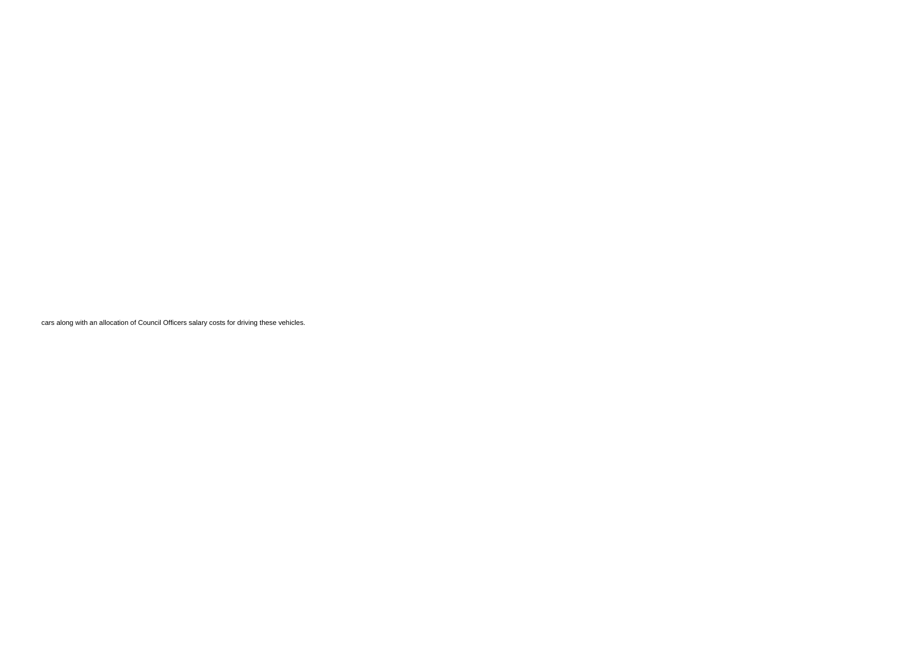cars along with an allocation of Council Officers salary costs for driving these vehicles.